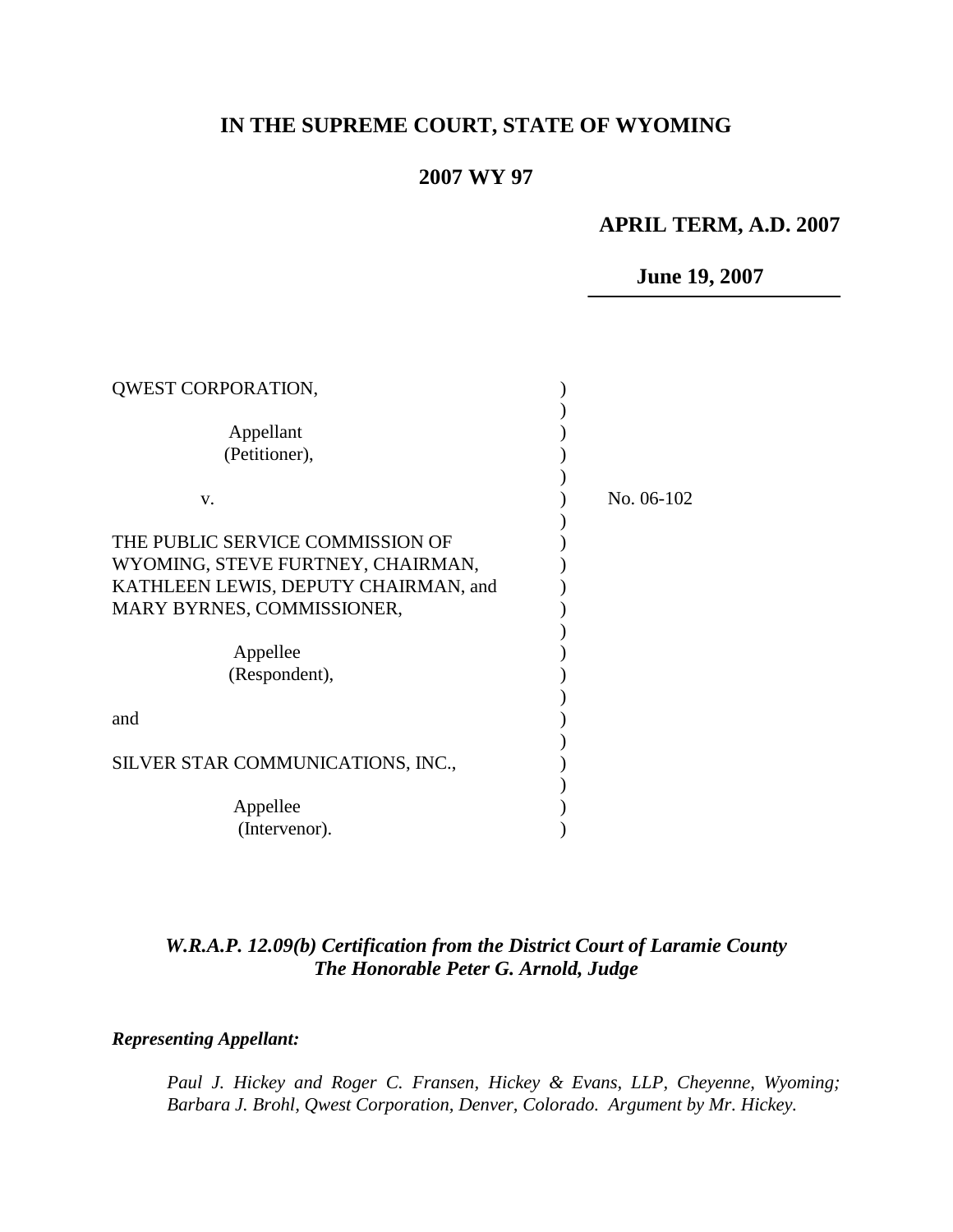**IN THE SUPREME COURT, STATE OF WYOMING**

**2007 WY 97**

**APRIL TERM, A.D. 2007**

**June 19, 2007**

QWEST CORPORATION,

Appellant (Petitioner),

v.

THE PUBLIC SERVICE COMMISSION OF WYOMING, STEVE FURTNEY, CHAIRMAN, KATHLEEN LEWIS, DEPUTY CHAIRMAN, and MARY BYRNES, COMMISSIONER,

Appellee (Respondent),

and

SILVER STAR COMMUNICATIONS, INC.,

Appellee (Intervenor).

No. 06-102

*W.R.A.P. 12.09(b) Certification from the District Court of Laramie County*
*The Honorable Peter G. Arnold, Judge*

***Representing Appellant:***

*Paul J. Hickey and Roger C. Fransen, Hickey & Evans, LLP, Cheyenne, Wyoming; Barbara J. Brohl, Qwest Corporation, Denver, Colorado. Argument by Mr. Hickey.*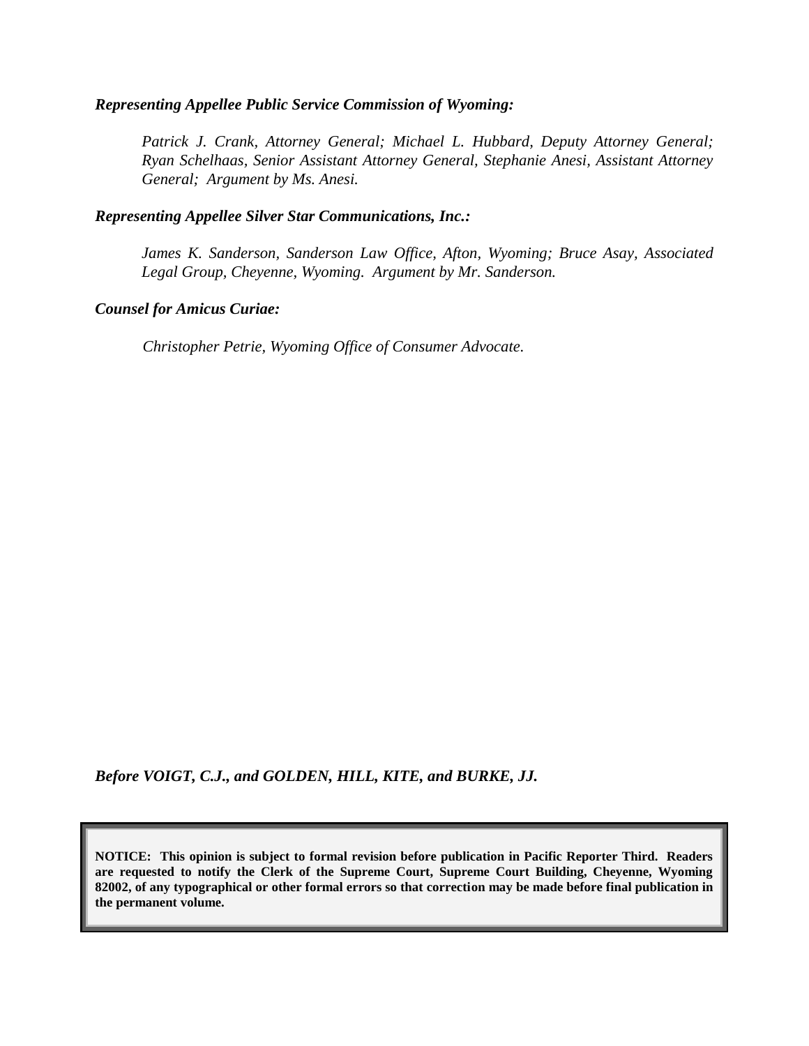***Representing Appellee Public Service Commission of Wyoming:***

*Patrick J. Crank, Attorney General; Michael L. Hubbard, Deputy Attorney General; Ryan Schelhaas, Senior Assistant Attorney General, Stephanie Anesi, Assistant Attorney General; Argument by Ms. Anesi.*

***Representing Appellee Silver Star Communications, Inc.:***

*James K. Sanderson, Sanderson Law Office, Afton, Wyoming; Bruce Asay, Associated Legal Group, Cheyenne, Wyoming. Argument by Mr. Sanderson.*

***Counsel for Amicus Curiae:***

*Christopher Petrie, Wyoming Office of Consumer Advocate.*

***Before VOIGT, C.J., and GOLDEN, HILL, KITE, and BURKE, JJ.***

**NOTICE: This opinion is subject to formal revision before publication in Pacific Reporter Third. Readers are requested to notify the Clerk of the Supreme Court, Supreme Court Building, Cheyenne, Wyoming 82002, of any typographical or other formal errors so that correction may be made before final publication in the permanent volume.**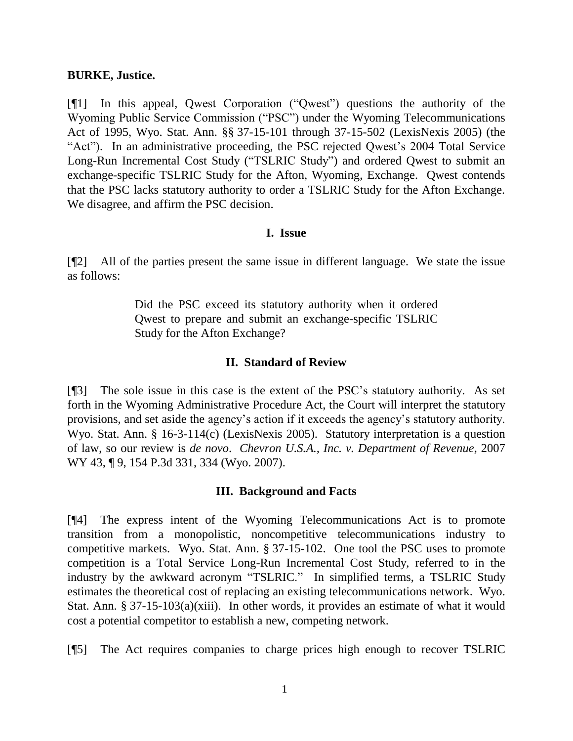**BURKE, Justice.**

[¶1] In this appeal, Qwest Corporation ("Qwest") questions the authority of the Wyoming Public Service Commission ("PSC") under the Wyoming Telecommunications Act of 1995, Wyo. Stat. Ann. §§ 37-15-101 through 37-15-502 (LexisNexis 2005) (the "Act"). In an administrative proceeding, the PSC rejected Qwest's 2004 Total Service Long-Run Incremental Cost Study ("TSLRIC Study") and ordered Qwest to submit an exchange-specific TSLRIC Study for the Afton, Wyoming, Exchange. Qwest contends that the PSC lacks statutory authority to order a TSLRIC Study for the Afton Exchange. We disagree, and affirm the PSC decision.

## I. Issue

[¶2] All of the parties present the same issue in different language. We state the issue as follows:

> Did the PSC exceed its statutory authority when it ordered Qwest to prepare and submit an exchange-specific TSLRIC Study for the Afton Exchange?

## II. Standard of Review

[¶3] The sole issue in this case is the extent of the PSC's statutory authority. As set forth in the Wyoming Administrative Procedure Act, the Court will interpret the statutory provisions, and set aside the agency's action if it exceeds the agency's statutory authority. Wyo. Stat. Ann. § 16-3-114(c) (LexisNexis 2005). Statutory interpretation is a question of law, so our review is *de novo*. *Chevron U.S.A., Inc. v. Department of Revenue*, 2007 WY 43, ¶ 9, 154 P.3d 331, 334 (Wyo. 2007).

## III. Background and Facts

[¶4] The express intent of the Wyoming Telecommunications Act is to promote transition from a monopolistic, noncompetitive telecommunications industry to competitive markets. Wyo. Stat. Ann. § 37-15-102. One tool the PSC uses to promote competition is a Total Service Long-Run Incremental Cost Study, referred to in the industry by the awkward acronym "TSLRIC." In simplified terms, a TSLRIC Study estimates the theoretical cost of replacing an existing telecommunications network. Wyo. Stat. Ann. § 37-15-103(a)(xiii). In other words, it provides an estimate of what it would cost a potential competitor to establish a new, competing network.

[¶5] The Act requires companies to charge prices high enough to recover TSLRIC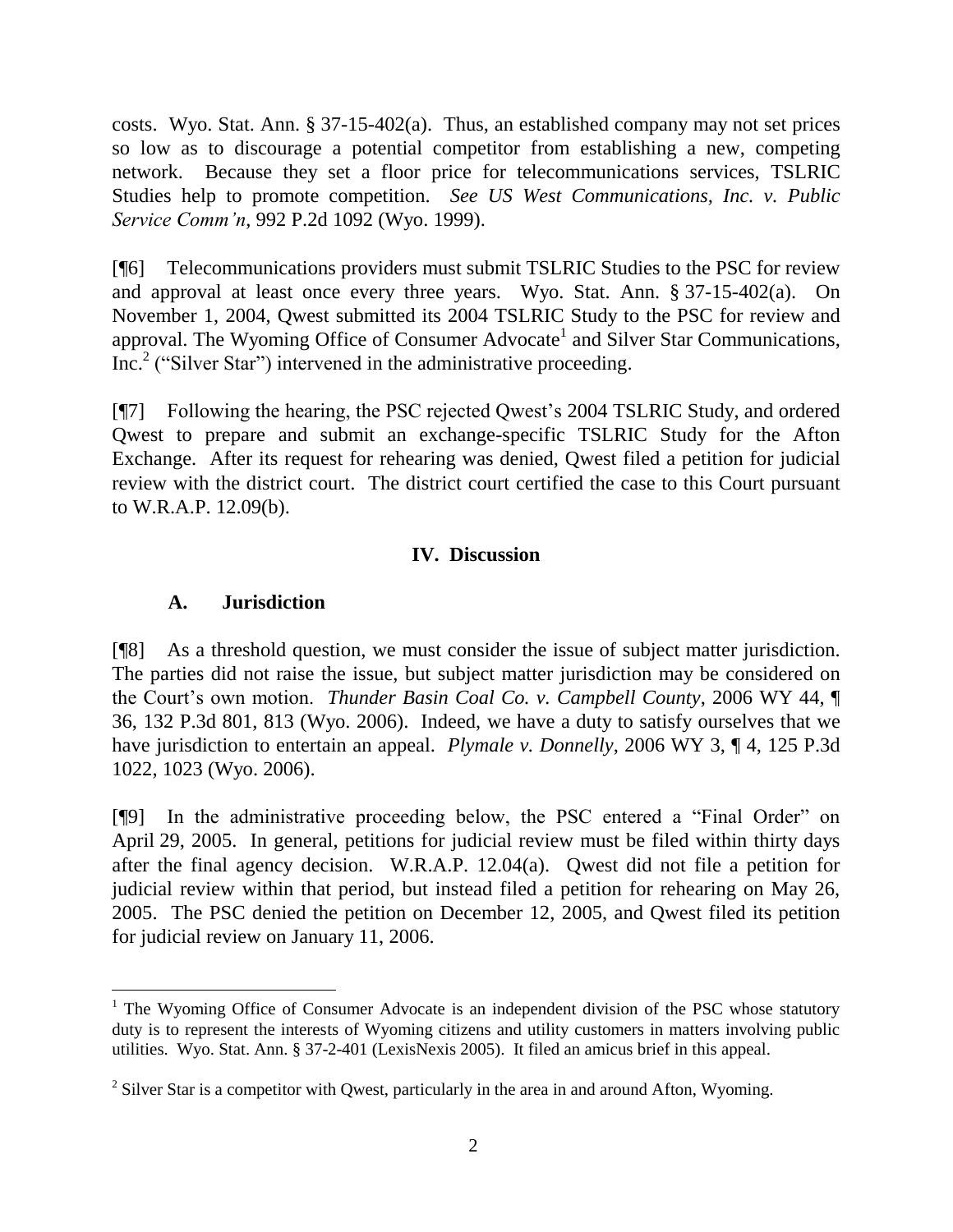costs. Wyo. Stat. Ann. § 37-15-402(a). Thus, an established company may not set prices so low as to discourage a potential competitor from establishing a new, competing network. Because they set a floor price for telecommunications services, TSLRIC Studies help to promote competition. *See US West Communications, Inc. v. Public Service Comm'n*, 992 P.2d 1092 (Wyo. 1999).

[¶6] Telecommunications providers must submit TSLRIC Studies to the PSC for review and approval at least once every three years. Wyo. Stat. Ann. § 37-15-402(a). On November 1, 2004, Qwest submitted its 2004 TSLRIC Study to the PSC for review and approval. The Wyoming Office of Consumer Advocate[1] and Silver Star Communications, Inc.[2] ("Silver Star") intervened in the administrative proceeding.

[¶7] Following the hearing, the PSC rejected Qwest's 2004 TSLRIC Study, and ordered Qwest to prepare and submit an exchange-specific TSLRIC Study for the Afton Exchange. After its request for rehearing was denied, Qwest filed a petition for judicial review with the district court. The district court certified the case to this Court pursuant to W.R.A.P. 12.09(b).

## IV. Discussion

### A. Jurisdiction

[¶8] As a threshold question, we must consider the issue of subject matter jurisdiction. The parties did not raise the issue, but subject matter jurisdiction may be considered on the Court's own motion. *Thunder Basin Coal Co. v. Campbell County*, 2006 WY 44, ¶ 36, 132 P.3d 801, 813 (Wyo. 2006). Indeed, we have a duty to satisfy ourselves that we have jurisdiction to entertain an appeal. *Plymale v. Donnelly*, 2006 WY 3, ¶ 4, 125 P.3d 1022, 1023 (Wyo. 2006).

[¶9] In the administrative proceeding below, the PSC entered a "Final Order" on April 29, 2005. In general, petitions for judicial review must be filed within thirty days after the final agency decision. W.R.A.P. 12.04(a). Qwest did not file a petition for judicial review within that period, but instead filed a petition for rehearing on May 26, 2005. The PSC denied the petition on December 12, 2005, and Qwest filed its petition for judicial review on January 11, 2006.

---

[1] The Wyoming Office of Consumer Advocate is an independent division of the PSC whose statutory duty is to represent the interests of Wyoming citizens and utility customers in matters involving public utilities. Wyo. Stat. Ann. § 37-2-401 (LexisNexis 2005). It filed an amicus brief in this appeal.

[2] Silver Star is a competitor with Qwest, particularly in the area in and around Afton, Wyoming.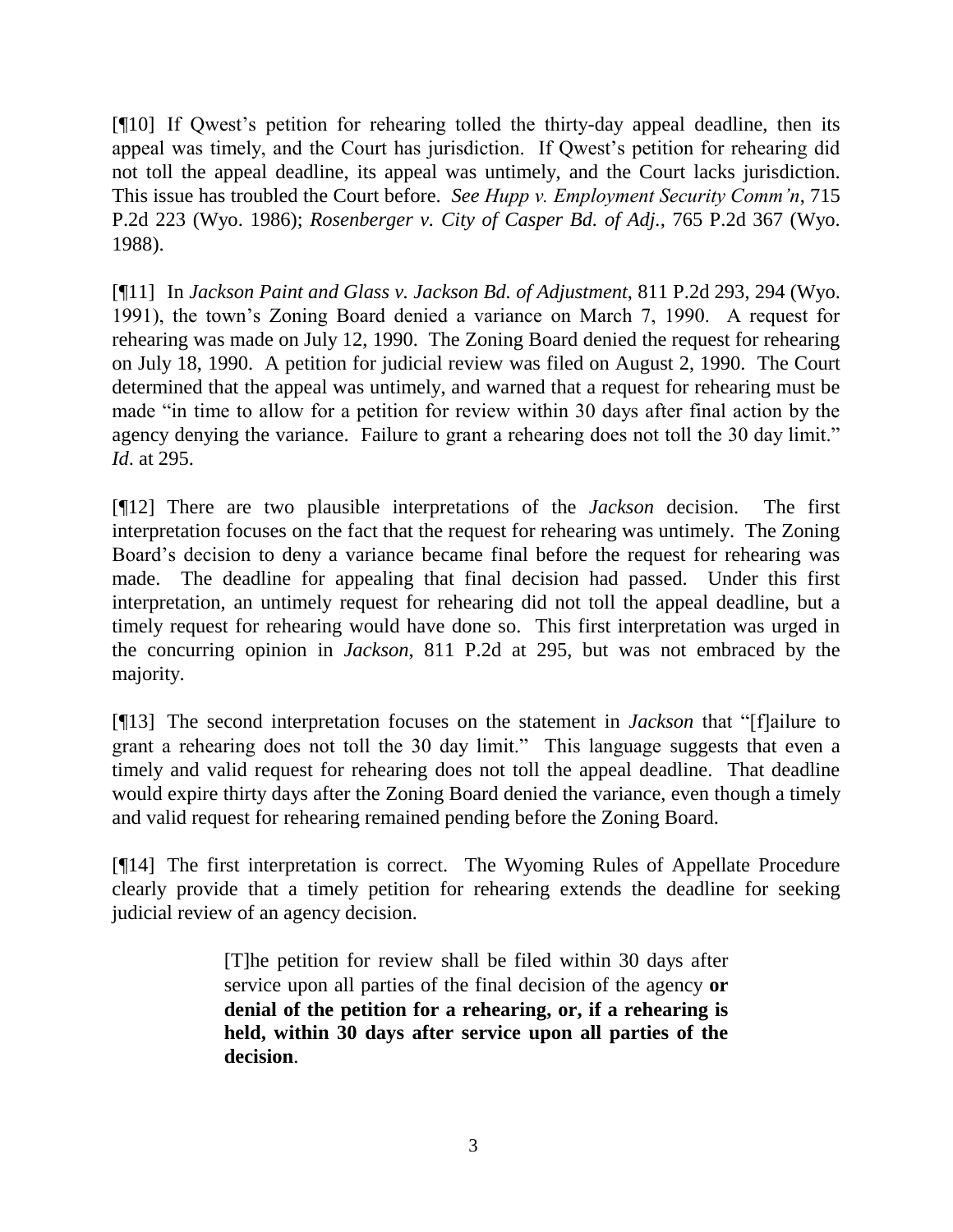[¶10] If Qwest's petition for rehearing tolled the thirty-day appeal deadline, then its appeal was timely, and the Court has jurisdiction. If Qwest's petition for rehearing did not toll the appeal deadline, its appeal was untimely, and the Court lacks jurisdiction. This issue has troubled the Court before. *See Hupp v. Employment Security Comm'n*, 715 P.2d 223 (Wyo. 1986); *Rosenberger v. City of Casper Bd. of Adj.*, 765 P.2d 367 (Wyo. 1988).

[¶11] In *Jackson Paint and Glass v. Jackson Bd. of Adjustment*, 811 P.2d 293, 294 (Wyo. 1991), the town's Zoning Board denied a variance on March 7, 1990. A request for rehearing was made on July 12, 1990. The Zoning Board denied the request for rehearing on July 18, 1990. A petition for judicial review was filed on August 2, 1990. The Court determined that the appeal was untimely, and warned that a request for rehearing must be made "in time to allow for a petition for review within 30 days after final action by the agency denying the variance. Failure to grant a rehearing does not toll the 30 day limit." *Id*. at 295.

[¶12] There are two plausible interpretations of the *Jackson* decision. The first interpretation focuses on the fact that the request for rehearing was untimely. The Zoning Board's decision to deny a variance became final before the request for rehearing was made. The deadline for appealing that final decision had passed. Under this first interpretation, an untimely request for rehearing did not toll the appeal deadline, but a timely request for rehearing would have done so. This first interpretation was urged in the concurring opinion in *Jackson*, 811 P.2d at 295, but was not embraced by the majority.

[¶13] The second interpretation focuses on the statement in *Jackson* that "[f]ailure to grant a rehearing does not toll the 30 day limit." This language suggests that even a timely and valid request for rehearing does not toll the appeal deadline. That deadline would expire thirty days after the Zoning Board denied the variance, even though a timely and valid request for rehearing remained pending before the Zoning Board.

[¶14] The first interpretation is correct. The Wyoming Rules of Appellate Procedure clearly provide that a timely petition for rehearing extends the deadline for seeking judicial review of an agency decision.

> [T]he petition for review shall be filed within 30 days after service upon all parties of the final decision of the agency **or denial of the petition for a rehearing, or, if a rehearing is held, within 30 days after service upon all parties of the decision**.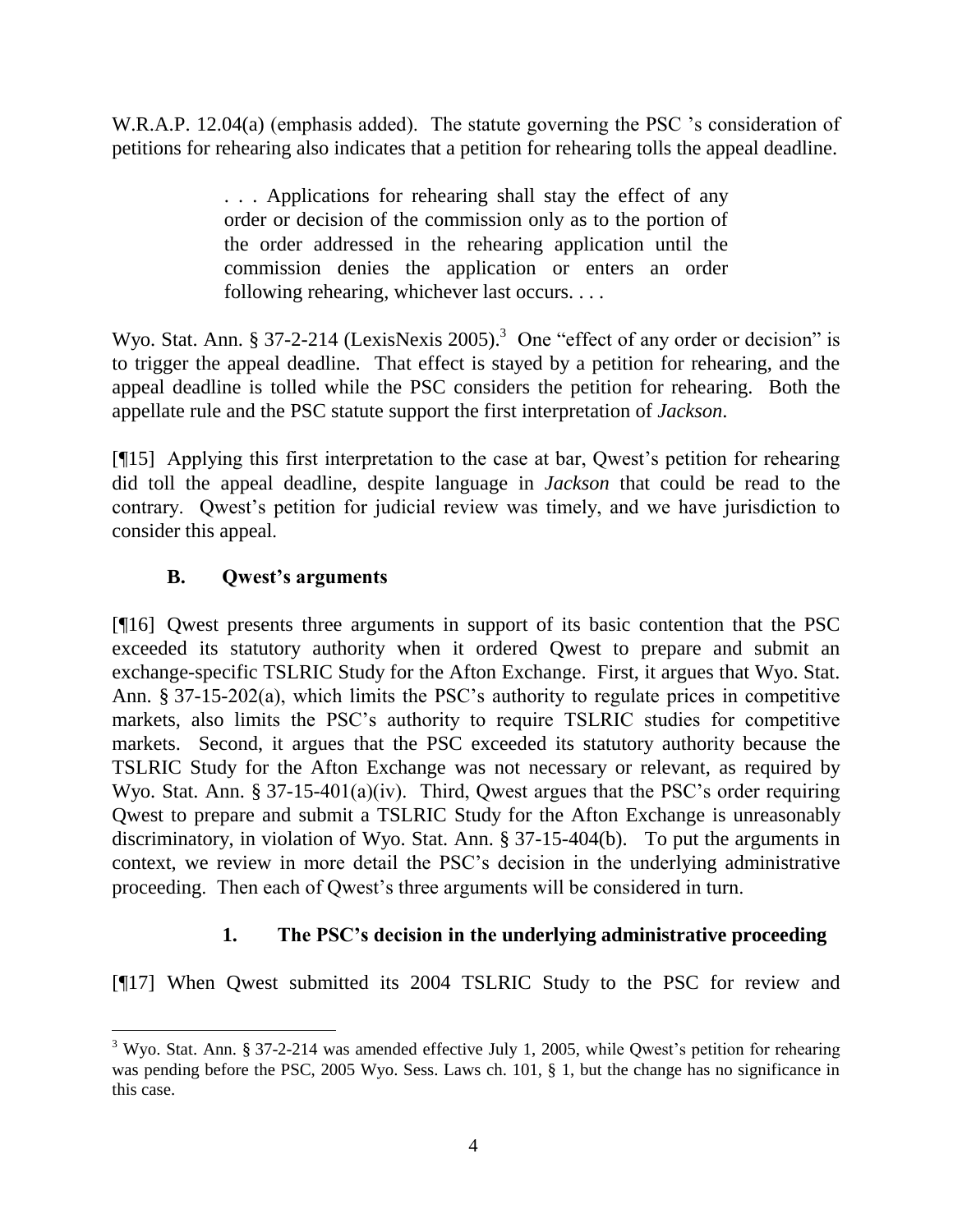W.R.A.P. 12.04(a) (emphasis added). The statute governing the PSC 's consideration of petitions for rehearing also indicates that a petition for rehearing tolls the appeal deadline.

> . . . Applications for rehearing shall stay the effect of any order or decision of the commission only as to the portion of the order addressed in the rehearing application until the commission denies the application or enters an order following rehearing, whichever last occurs. . . .

Wyo. Stat. Ann. § 37-2-214 (LexisNexis 2005).[3] One "effect of any order or decision" is to trigger the appeal deadline. That effect is stayed by a petition for rehearing, and the appeal deadline is tolled while the PSC considers the petition for rehearing. Both the appellate rule and the PSC statute support the first interpretation of *Jackson*.

[¶15] Applying this first interpretation to the case at bar, Qwest's petition for rehearing did toll the appeal deadline, despite language in *Jackson* that could be read to the contrary. Qwest's petition for judicial review was timely, and we have jurisdiction to consider this appeal.

### B. Qwest's arguments

[¶16] Qwest presents three arguments in support of its basic contention that the PSC exceeded its statutory authority when it ordered Qwest to prepare and submit an exchange-specific TSLRIC Study for the Afton Exchange. First, it argues that Wyo. Stat. Ann. § 37-15-202(a), which limits the PSC's authority to regulate prices in competitive markets, also limits the PSC's authority to require TSLRIC studies for competitive markets. Second, it argues that the PSC exceeded its statutory authority because the TSLRIC Study for the Afton Exchange was not necessary or relevant, as required by Wyo. Stat. Ann. § 37-15-401(a)(iv). Third, Qwest argues that the PSC's order requiring Qwest to prepare and submit a TSLRIC Study for the Afton Exchange is unreasonably discriminatory, in violation of Wyo. Stat. Ann. § 37-15-404(b). To put the arguments in context, we review in more detail the PSC's decision in the underlying administrative proceeding. Then each of Qwest's three arguments will be considered in turn.

#### 1. The PSC's decision in the underlying administrative proceeding

[¶17] When Qwest submitted its 2004 TSLRIC Study to the PSC for review and

---

[3] Wyo. Stat. Ann. § 37-2-214 was amended effective July 1, 2005, while Qwest's petition for rehearing was pending before the PSC, 2005 Wyo. Sess. Laws ch. 101, § 1, but the change has no significance in this case.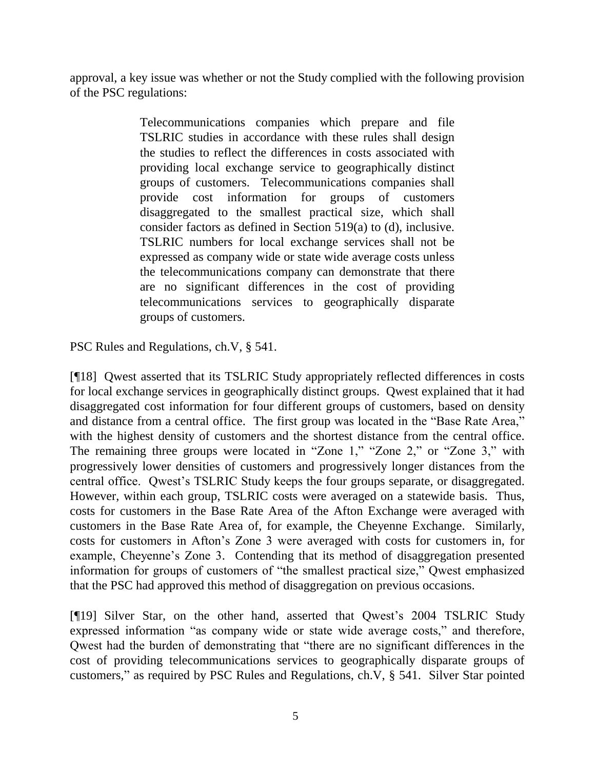approval, a key issue was whether or not the Study complied with the following provision of the PSC regulations:

> Telecommunications companies which prepare and file TSLRIC studies in accordance with these rules shall design the studies to reflect the differences in costs associated with providing local exchange service to geographically distinct groups of customers. Telecommunications companies shall provide cost information for groups of customers disaggregated to the smallest practical size, which shall consider factors as defined in Section 519(a) to (d), inclusive. TSLRIC numbers for local exchange services shall not be expressed as company wide or state wide average costs unless the telecommunications company can demonstrate that there are no significant differences in the cost of providing telecommunications services to geographically disparate groups of customers.

PSC Rules and Regulations, ch.V, § 541.

[¶18] Qwest asserted that its TSLRIC Study appropriately reflected differences in costs for local exchange services in geographically distinct groups. Qwest explained that it had disaggregated cost information for four different groups of customers, based on density and distance from a central office. The first group was located in the "Base Rate Area," with the highest density of customers and the shortest distance from the central office. The remaining three groups were located in "Zone 1," "Zone 2," or "Zone 3," with progressively lower densities of customers and progressively longer distances from the central office. Qwest's TSLRIC Study keeps the four groups separate, or disaggregated. However, within each group, TSLRIC costs were averaged on a statewide basis. Thus, costs for customers in the Base Rate Area of the Afton Exchange were averaged with customers in the Base Rate Area of, for example, the Cheyenne Exchange. Similarly, costs for customers in Afton's Zone 3 were averaged with costs for customers in, for example, Cheyenne's Zone 3. Contending that its method of disaggregation presented information for groups of customers of "the smallest practical size," Qwest emphasized that the PSC had approved this method of disaggregation on previous occasions.

[¶19] Silver Star, on the other hand, asserted that Qwest's 2004 TSLRIC Study expressed information "as company wide or state wide average costs," and therefore, Qwest had the burden of demonstrating that "there are no significant differences in the cost of providing telecommunications services to geographically disparate groups of customers," as required by PSC Rules and Regulations, ch.V, § 541. Silver Star pointed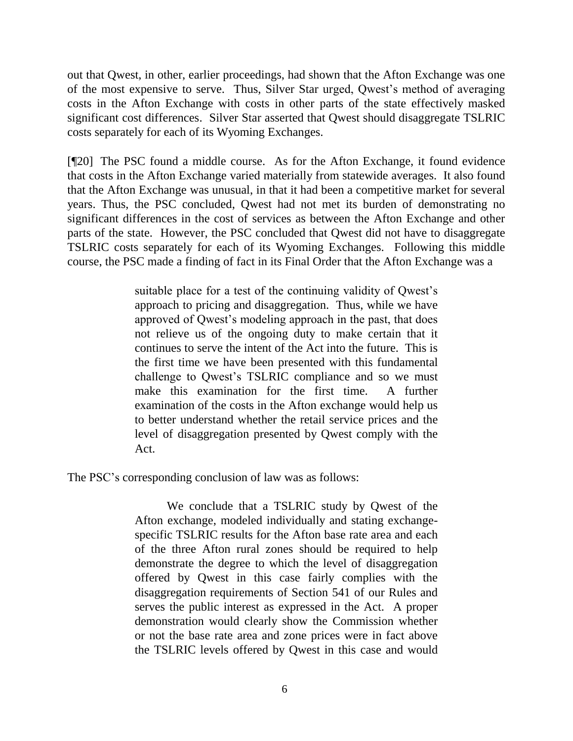out that Qwest, in other, earlier proceedings, had shown that the Afton Exchange was one of the most expensive to serve. Thus, Silver Star urged, Qwest's method of averaging costs in the Afton Exchange with costs in other parts of the state effectively masked significant cost differences. Silver Star asserted that Qwest should disaggregate TSLRIC costs separately for each of its Wyoming Exchanges.

[¶20] The PSC found a middle course. As for the Afton Exchange, it found evidence that costs in the Afton Exchange varied materially from statewide averages. It also found that the Afton Exchange was unusual, in that it had been a competitive market for several years. Thus, the PSC concluded, Qwest had not met its burden of demonstrating no significant differences in the cost of services as between the Afton Exchange and other parts of the state. However, the PSC concluded that Qwest did not have to disaggregate TSLRIC costs separately for each of its Wyoming Exchanges. Following this middle course, the PSC made a finding of fact in its Final Order that the Afton Exchange was a

> suitable place for a test of the continuing validity of Qwest's approach to pricing and disaggregation. Thus, while we have approved of Qwest's modeling approach in the past, that does not relieve us of the ongoing duty to make certain that it continues to serve the intent of the Act into the future. This is the first time we have been presented with this fundamental challenge to Qwest's TSLRIC compliance and so we must make this examination for the first time. A further examination of the costs in the Afton exchange would help us to better understand whether the retail service prices and the level of disaggregation presented by Qwest comply with the Act.

The PSC's corresponding conclusion of law was as follows:

> We conclude that a TSLRIC study by Qwest of the Afton exchange, modeled individually and stating exchange-specific TSLRIC results for the Afton base rate area and each of the three Afton rural zones should be required to help demonstrate the degree to which the level of disaggregation offered by Qwest in this case fairly complies with the disaggregation requirements of Section 541 of our Rules and serves the public interest as expressed in the Act. A proper demonstration would clearly show the Commission whether or not the base rate area and zone prices were in fact above the TSLRIC levels offered by Qwest in this case and would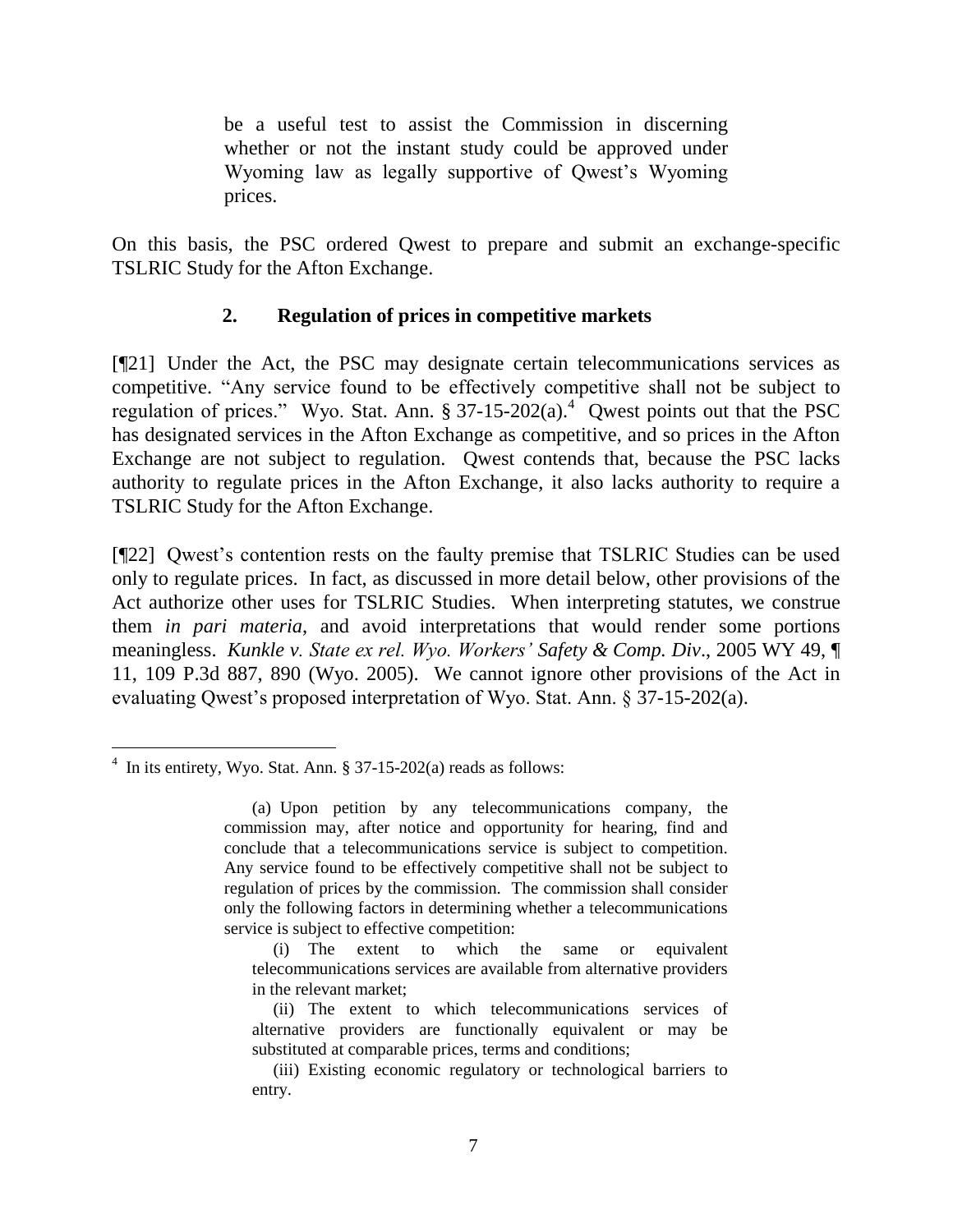> be a useful test to assist the Commission in discerning whether or not the instant study could be approved under Wyoming law as legally supportive of Qwest's Wyoming prices.

On this basis, the PSC ordered Qwest to prepare and submit an exchange-specific TSLRIC Study for the Afton Exchange.

### 2. Regulation of prices in competitive markets

[¶21] Under the Act, the PSC may designate certain telecommunications services as competitive. "Any service found to be effectively competitive shall not be subject to regulation of prices." Wyo. Stat. Ann. § 37-15-202(a).[4] Qwest points out that the PSC has designated services in the Afton Exchange as competitive, and so prices in the Afton Exchange are not subject to regulation. Qwest contends that, because the PSC lacks authority to regulate prices in the Afton Exchange, it also lacks authority to require a TSLRIC Study for the Afton Exchange.

[¶22] Qwest's contention rests on the faulty premise that TSLRIC Studies can be used only to regulate prices. In fact, as discussed in more detail below, other provisions of the Act authorize other uses for TSLRIC Studies. When interpreting statutes, we construe them *in pari materia*, and avoid interpretations that would render some portions meaningless. *Kunkle v. State ex rel. Wyo. Workers' Safety & Comp. Div*., 2005 WY 49, ¶ 11, 109 P.3d 887, 890 (Wyo. 2005). We cannot ignore other provisions of the Act in evaluating Qwest's proposed interpretation of Wyo. Stat. Ann. § 37-15-202(a).

---

[4] In its entirety, Wyo. Stat. Ann. § 37-15-202(a) reads as follows:

> (a) Upon petition by any telecommunications company, the commission may, after notice and opportunity for hearing, find and conclude that a telecommunications service is subject to competition. Any service found to be effectively competitive shall not be subject to regulation of prices by the commission. The commission shall consider only the following factors in determining whether a telecommunications service is subject to effective competition:
>
> (i) The extent to which the same or equivalent telecommunications services are available from alternative providers in the relevant market;
>
> (ii) The extent to which telecommunications services of alternative providers are functionally equivalent or may be substituted at comparable prices, terms and conditions;
>
> (iii) Existing economic regulatory or technological barriers to entry.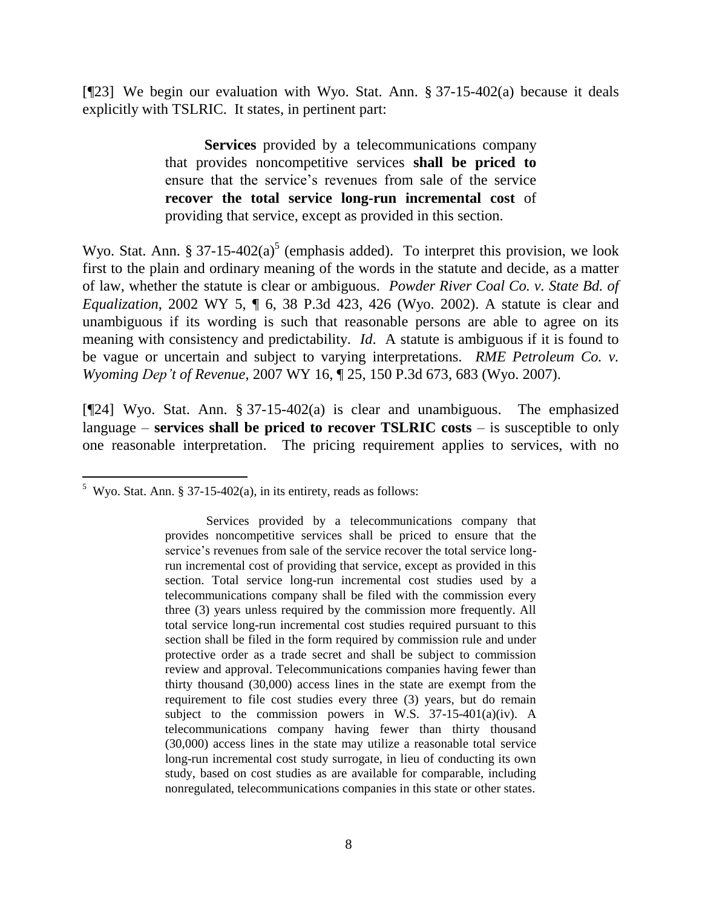[¶23] We begin our evaluation with Wyo. Stat. Ann. § 37-15-402(a) because it deals explicitly with TSLRIC. It states, in pertinent part:

> **Services** provided by a telecommunications company that provides noncompetitive services **shall be priced to** ensure that the service's revenues from sale of the service **recover the total service long-run incremental cost** of providing that service, except as provided in this section.

Wyo. Stat. Ann. § 37-15-402(a)[5] (emphasis added). To interpret this provision, we look first to the plain and ordinary meaning of the words in the statute and decide, as a matter of law, whether the statute is clear or ambiguous. *Powder River Coal Co. v. State Bd. of Equalization*, 2002 WY 5, ¶ 6, 38 P.3d 423, 426 (Wyo. 2002). A statute is clear and unambiguous if its wording is such that reasonable persons are able to agree on its meaning with consistency and predictability. *Id*. A statute is ambiguous if it is found to be vague or uncertain and subject to varying interpretations. *RME Petroleum Co. v. Wyoming Dep't of Revenue*, 2007 WY 16, ¶ 25, 150 P.3d 673, 683 (Wyo. 2007).

[¶24] Wyo. Stat. Ann. § 37-15-402(a) is clear and unambiguous. The emphasized language – **services shall be priced to recover TSLRIC costs** – is susceptible to only one reasonable interpretation. The pricing requirement applies to services, with no

---

[5] Wyo. Stat. Ann. § 37-15-402(a), in its entirety, reads as follows:

> Services provided by a telecommunications company that provides noncompetitive services shall be priced to ensure that the service's revenues from sale of the service recover the total service long-run incremental cost of providing that service, except as provided in this section. Total service long-run incremental cost studies used by a telecommunications company shall be filed with the commission every three (3) years unless required by the commission more frequently. All total service long-run incremental cost studies required pursuant to this section shall be filed in the form required by commission rule and under protective order as a trade secret and shall be subject to commission review and approval. Telecommunications companies having fewer than thirty thousand (30,000) access lines in the state are exempt from the requirement to file cost studies every three (3) years, but do remain subject to the commission powers in W.S. 37-15-401(a)(iv). A telecommunications company having fewer than thirty thousand (30,000) access lines in the state may utilize a reasonable total service long-run incremental cost study surrogate, in lieu of conducting its own study, based on cost studies as are available for comparable, including nonregulated, telecommunications companies in this state or other states.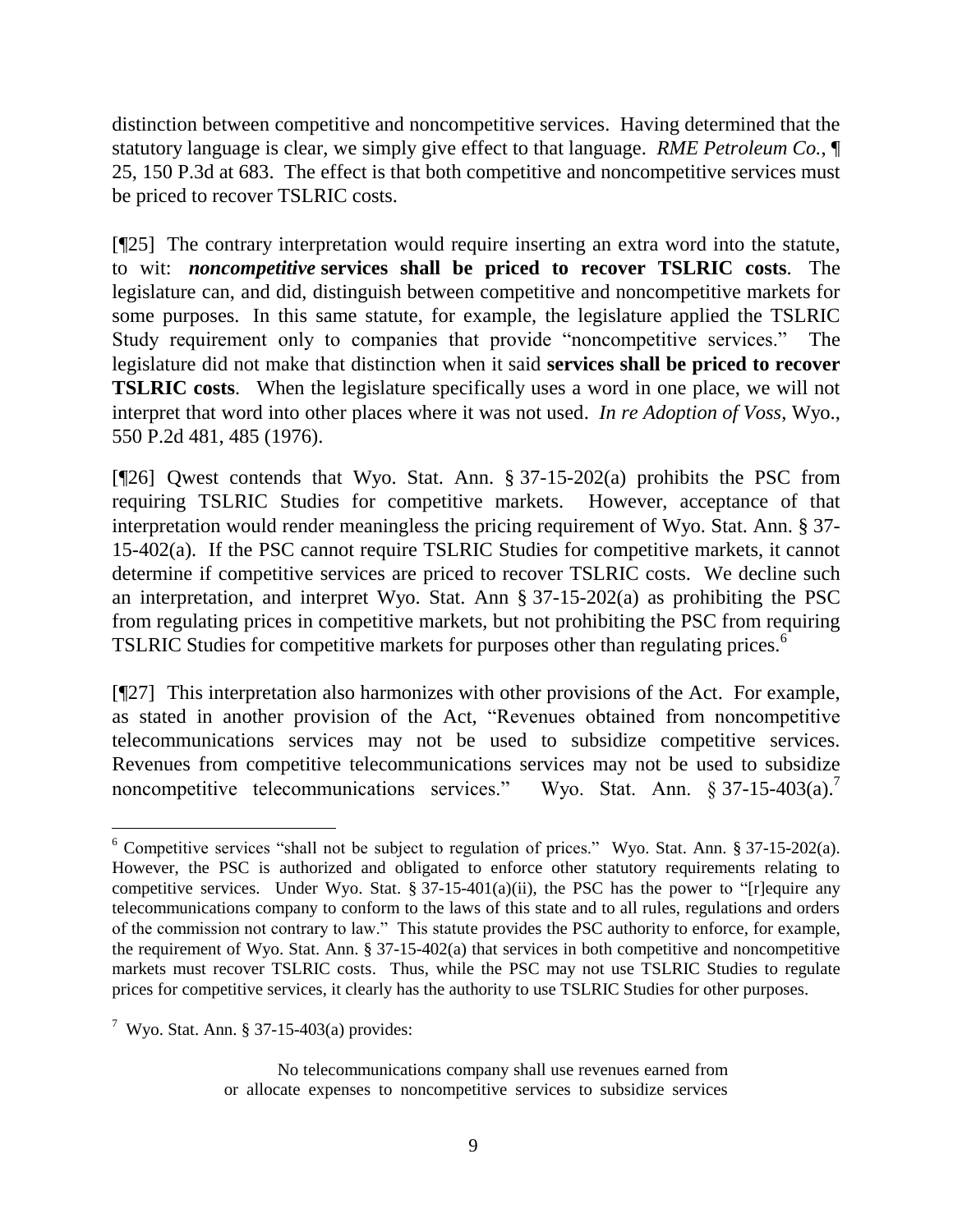distinction between competitive and noncompetitive services. Having determined that the statutory language is clear, we simply give effect to that language. *RME Petroleum Co.*, ¶ 25, 150 P.3d at 683. The effect is that both competitive and noncompetitive services must be priced to recover TSLRIC costs.

[¶25] The contrary interpretation would require inserting an extra word into the statute, to wit: ***noncompetitive* services shall be priced to recover TSLRIC costs**. The legislature can, and did, distinguish between competitive and noncompetitive markets for some purposes. In this same statute, for example, the legislature applied the TSLRIC Study requirement only to companies that provide "noncompetitive services." The legislature did not make that distinction when it said **services shall be priced to recover TSLRIC costs**. When the legislature specifically uses a word in one place, we will not interpret that word into other places where it was not used. *In re Adoption of Voss*, Wyo., 550 P.2d 481, 485 (1976).

[¶26] Qwest contends that Wyo. Stat. Ann. § 37-15-202(a) prohibits the PSC from requiring TSLRIC Studies for competitive markets. However, acceptance of that interpretation would render meaningless the pricing requirement of Wyo. Stat. Ann. § 37-15-402(a). If the PSC cannot require TSLRIC Studies for competitive markets, it cannot determine if competitive services are priced to recover TSLRIC costs. We decline such an interpretation, and interpret Wyo. Stat. Ann § 37-15-202(a) as prohibiting the PSC from regulating prices in competitive markets, but not prohibiting the PSC from requiring TSLRIC Studies for competitive markets for purposes other than regulating prices.[6]

[¶27] This interpretation also harmonizes with other provisions of the Act. For example, as stated in another provision of the Act, "Revenues obtained from noncompetitive telecommunications services may not be used to subsidize competitive services. Revenues from competitive telecommunications services may not be used to subsidize noncompetitive telecommunications services." Wyo. Stat. Ann. § 37-15-403(a).[7]

---

[6] Competitive services "shall not be subject to regulation of prices." Wyo. Stat. Ann. § 37-15-202(a). However, the PSC is authorized and obligated to enforce other statutory requirements relating to competitive services. Under Wyo. Stat. § 37-15-401(a)(ii), the PSC has the power to "[r]equire any telecommunications company to conform to the laws of this state and to all rules, regulations and orders of the commission not contrary to law." This statute provides the PSC authority to enforce, for example, the requirement of Wyo. Stat. Ann. § 37-15-402(a) that services in both competitive and noncompetitive markets must recover TSLRIC costs. Thus, while the PSC may not use TSLRIC Studies to regulate prices for competitive services, it clearly has the authority to use TSLRIC Studies for other purposes.

[7] Wyo. Stat. Ann. § 37-15-403(a) provides:

> No telecommunications company shall use revenues earned from or allocate expenses to noncompetitive services to subsidize services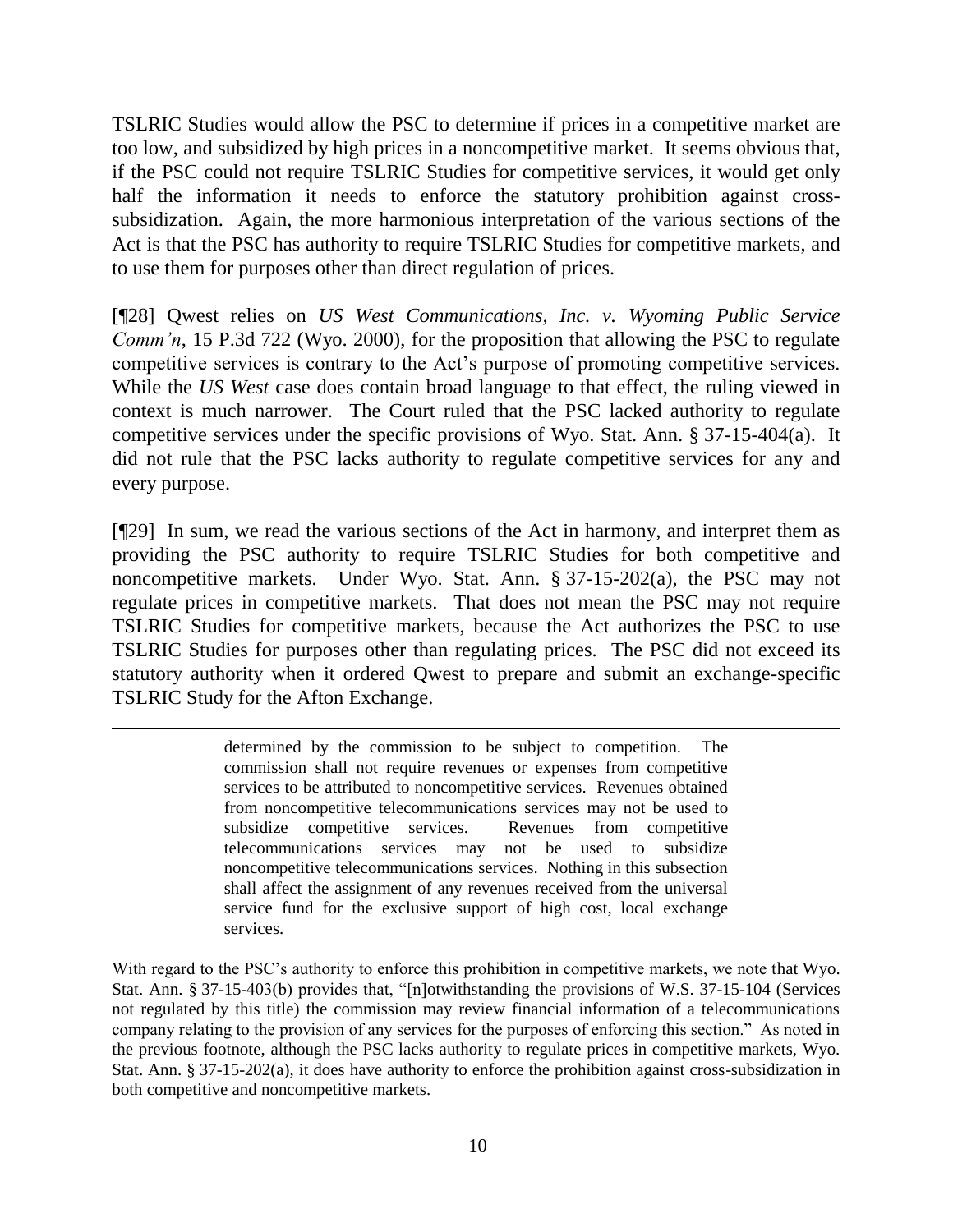TSLRIC Studies would allow the PSC to determine if prices in a competitive market are too low, and subsidized by high prices in a noncompetitive market. It seems obvious that, if the PSC could not require TSLRIC Studies for competitive services, it would get only half the information it needs to enforce the statutory prohibition against cross-subsidization. Again, the more harmonious interpretation of the various sections of the Act is that the PSC has authority to require TSLRIC Studies for competitive markets, and to use them for purposes other than direct regulation of prices.

[¶28] Qwest relies on *US West Communications, Inc. v. Wyoming Public Service Comm'n*, 15 P.3d 722 (Wyo. 2000), for the proposition that allowing the PSC to regulate competitive services is contrary to the Act's purpose of promoting competitive services. While the *US West* case does contain broad language to that effect, the ruling viewed in context is much narrower. The Court ruled that the PSC lacked authority to regulate competitive services under the specific provisions of Wyo. Stat. Ann. § 37-15-404(a). It did not rule that the PSC lacks authority to regulate competitive services for any and every purpose.

[¶29] In sum, we read the various sections of the Act in harmony, and interpret them as providing the PSC authority to require TSLRIC Studies for both competitive and noncompetitive markets. Under Wyo. Stat. Ann. § 37-15-202(a), the PSC may not regulate prices in competitive markets. That does not mean the PSC may not require TSLRIC Studies for competitive markets, because the Act authorizes the PSC to use TSLRIC Studies for purposes other than regulating prices. The PSC did not exceed its statutory authority when it ordered Qwest to prepare and submit an exchange-specific TSLRIC Study for the Afton Exchange.

---

> determined by the commission to be subject to competition. The commission shall not require revenues or expenses from competitive services to be attributed to noncompetitive services. Revenues obtained from noncompetitive telecommunications services may not be used to subsidize competitive services. Revenues from competitive telecommunications services may not be used to subsidize noncompetitive telecommunications services. Nothing in this subsection shall affect the assignment of any revenues received from the universal service fund for the exclusive support of high cost, local exchange services.

With regard to the PSC's authority to enforce this prohibition in competitive markets, we note that Wyo. Stat. Ann. § 37-15-403(b) provides that, "[n]otwithstanding the provisions of W.S. 37-15-104 (Services not regulated by this title) the commission may review financial information of a telecommunications company relating to the provision of any services for the purposes of enforcing this section." As noted in the previous footnote, although the PSC lacks authority to regulate prices in competitive markets, Wyo. Stat. Ann. § 37-15-202(a), it does have authority to enforce the prohibition against cross-subsidization in both competitive and noncompetitive markets.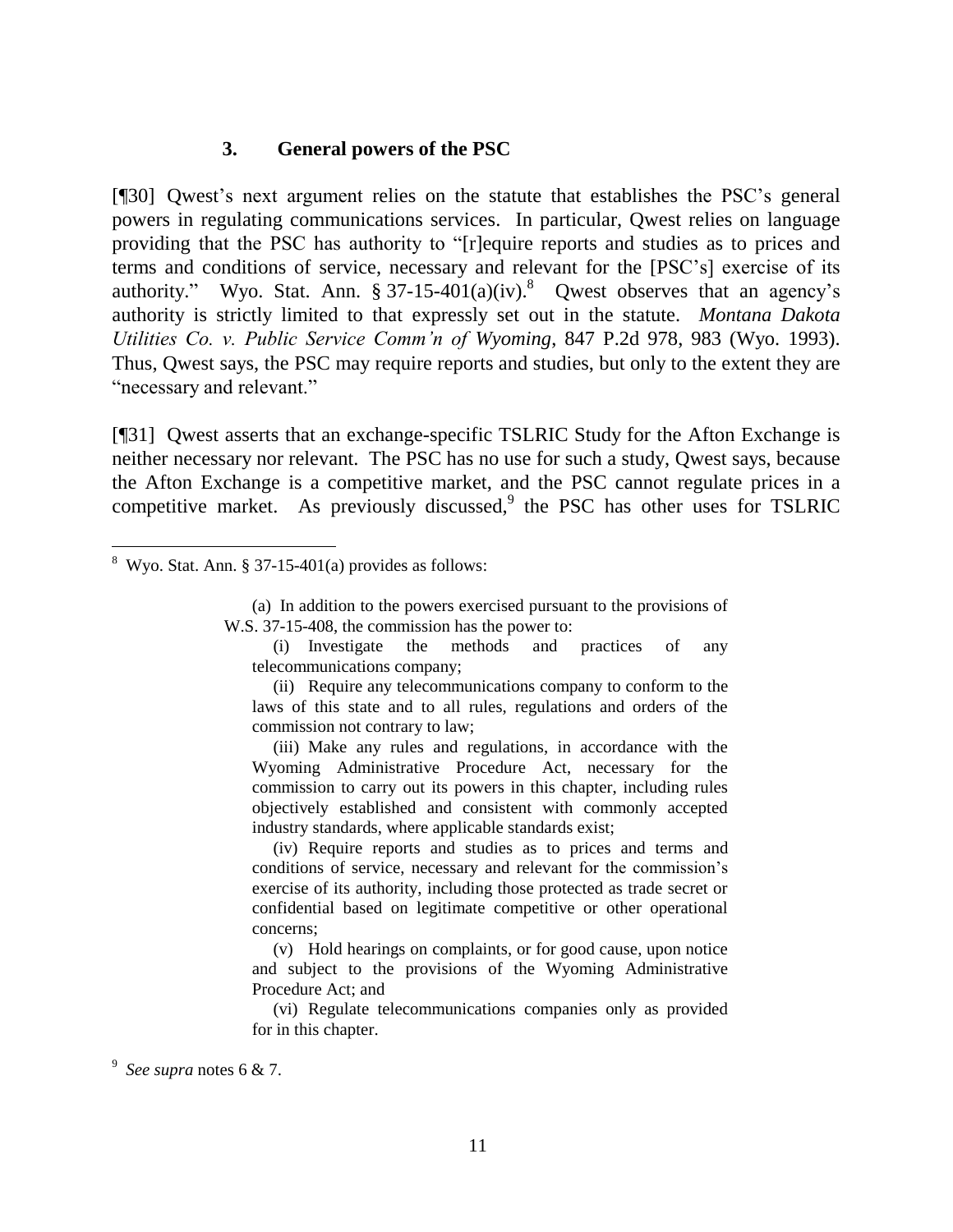### 3. General powers of the PSC

[¶30] Qwest's next argument relies on the statute that establishes the PSC's general powers in regulating communications services. In particular, Qwest relies on language providing that the PSC has authority to "[r]equire reports and studies as to prices and terms and conditions of service, necessary and relevant for the [PSC's] exercise of its authority." Wyo. Stat. Ann. § 37-15-401(a)(iv).[8] Qwest observes that an agency's authority is strictly limited to that expressly set out in the statute. *Montana Dakota Utilities Co. v. Public Service Comm'n of Wyoming*, 847 P.2d 978, 983 (Wyo. 1993). Thus, Qwest says, the PSC may require reports and studies, but only to the extent they are "necessary and relevant."

[¶31] Qwest asserts that an exchange-specific TSLRIC Study for the Afton Exchange is neither necessary nor relevant. The PSC has no use for such a study, Qwest says, because the Afton Exchange is a competitive market, and the PSC cannot regulate prices in a competitive market. As previously discussed,[9] the PSC has other uses for TSLRIC

---

[8] Wyo. Stat. Ann. § 37-15-401(a) provides as follows:

> (a) In addition to the powers exercised pursuant to the provisions of W.S. 37-15-408, the commission has the power to:
>
> (i) Investigate the methods and practices of any telecommunications company;
>
> (ii) Require any telecommunications company to conform to the laws of this state and to all rules, regulations and orders of the commission not contrary to law;
>
> (iii) Make any rules and regulations, in accordance with the Wyoming Administrative Procedure Act, necessary for the commission to carry out its powers in this chapter, including rules objectively established and consistent with commonly accepted industry standards, where applicable standards exist;
>
> (iv) Require reports and studies as to prices and terms and conditions of service, necessary and relevant for the commission's exercise of its authority, including those protected as trade secret or confidential based on legitimate competitive or other operational concerns;
>
> (v) Hold hearings on complaints, or for good cause, upon notice and subject to the provisions of the Wyoming Administrative Procedure Act; and
>
> (vi) Regulate telecommunications companies only as provided for in this chapter.

[9] *See supra* notes 6 & 7.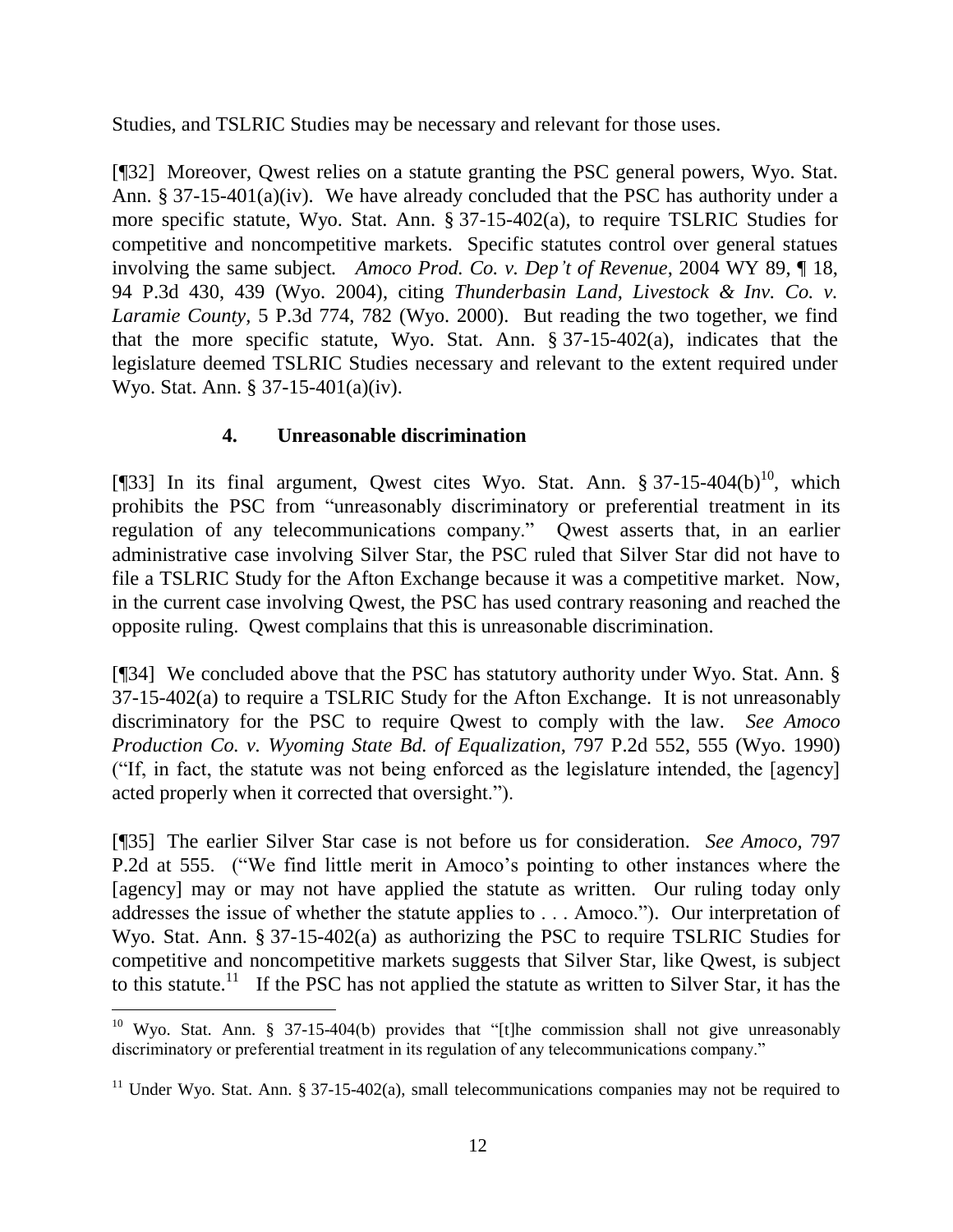Studies, and TSLRIC Studies may be necessary and relevant for those uses.

[¶32] Moreover, Qwest relies on a statute granting the PSC general powers, Wyo. Stat. Ann. § 37-15-401(a)(iv). We have already concluded that the PSC has authority under a more specific statute, Wyo. Stat. Ann. § 37-15-402(a), to require TSLRIC Studies for competitive and noncompetitive markets. Specific statutes control over general statues involving the same subject. *Amoco Prod. Co. v. Dep't of Revenue*, 2004 WY 89, ¶ 18, 94 P.3d 430, 439 (Wyo. 2004), citing *Thunderbasin Land, Livestock & Inv. Co. v. Laramie County,* 5 P.3d 774, 782 (Wyo. 2000). But reading the two together, we find that the more specific statute, Wyo. Stat. Ann. § 37-15-402(a), indicates that the legislature deemed TSLRIC Studies necessary and relevant to the extent required under Wyo. Stat. Ann. § 37-15-401(a)(iv).

### 4. Unreasonable discrimination

[¶33] In its final argument, Qwest cites Wyo. Stat. Ann. § 37-15-404(b)[10], which prohibits the PSC from "unreasonably discriminatory or preferential treatment in its regulation of any telecommunications company." Qwest asserts that, in an earlier administrative case involving Silver Star, the PSC ruled that Silver Star did not have to file a TSLRIC Study for the Afton Exchange because it was a competitive market. Now, in the current case involving Qwest, the PSC has used contrary reasoning and reached the opposite ruling. Qwest complains that this is unreasonable discrimination.

[¶34] We concluded above that the PSC has statutory authority under Wyo. Stat. Ann. § 37-15-402(a) to require a TSLRIC Study for the Afton Exchange. It is not unreasonably discriminatory for the PSC to require Qwest to comply with the law. *See Amoco Production Co. v. Wyoming State Bd. of Equalization*, 797 P.2d 552, 555 (Wyo. 1990) ("If, in fact, the statute was not being enforced as the legislature intended, the [agency] acted properly when it corrected that oversight.").

[¶35] The earlier Silver Star case is not before us for consideration. *See Amoco,* 797 P.2d at 555. ("We find little merit in Amoco's pointing to other instances where the [agency] may or may not have applied the statute as written. Our ruling today only addresses the issue of whether the statute applies to . . . Amoco."). Our interpretation of Wyo. Stat. Ann. § 37-15-402(a) as authorizing the PSC to require TSLRIC Studies for competitive and noncompetitive markets suggests that Silver Star, like Qwest, is subject to this statute.[11] If the PSC has not applied the statute as written to Silver Star, it has the

---

[10] Wyo. Stat. Ann. § 37-15-404(b) provides that "[t]he commission shall not give unreasonably discriminatory or preferential treatment in its regulation of any telecommunications company."

[11] Under Wyo. Stat. Ann. § 37-15-402(a), small telecommunications companies may not be required to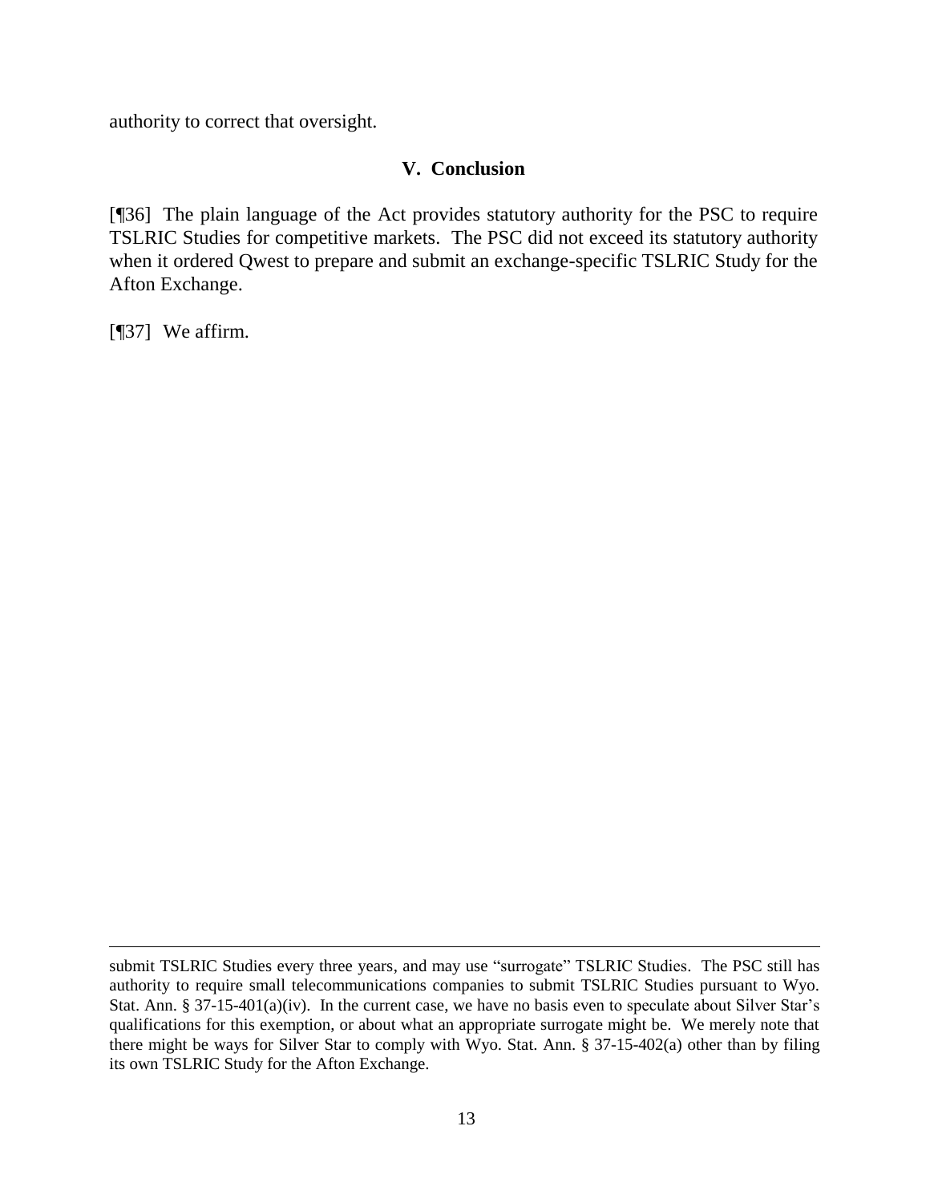authority to correct that oversight.

## V. Conclusion

[¶36] The plain language of the Act provides statutory authority for the PSC to require TSLRIC Studies for competitive markets. The PSC did not exceed its statutory authority when it ordered Qwest to prepare and submit an exchange-specific TSLRIC Study for the Afton Exchange.

[¶37] We affirm.

---

submit TSLRIC Studies every three years, and may use "surrogate" TSLRIC Studies. The PSC still has authority to require small telecommunications companies to submit TSLRIC Studies pursuant to Wyo. Stat. Ann. § 37-15-401(a)(iv). In the current case, we have no basis even to speculate about Silver Star's qualifications for this exemption, or about what an appropriate surrogate might be. We merely note that there might be ways for Silver Star to comply with Wyo. Stat. Ann. § 37-15-402(a) other than by filing its own TSLRIC Study for the Afton Exchange.